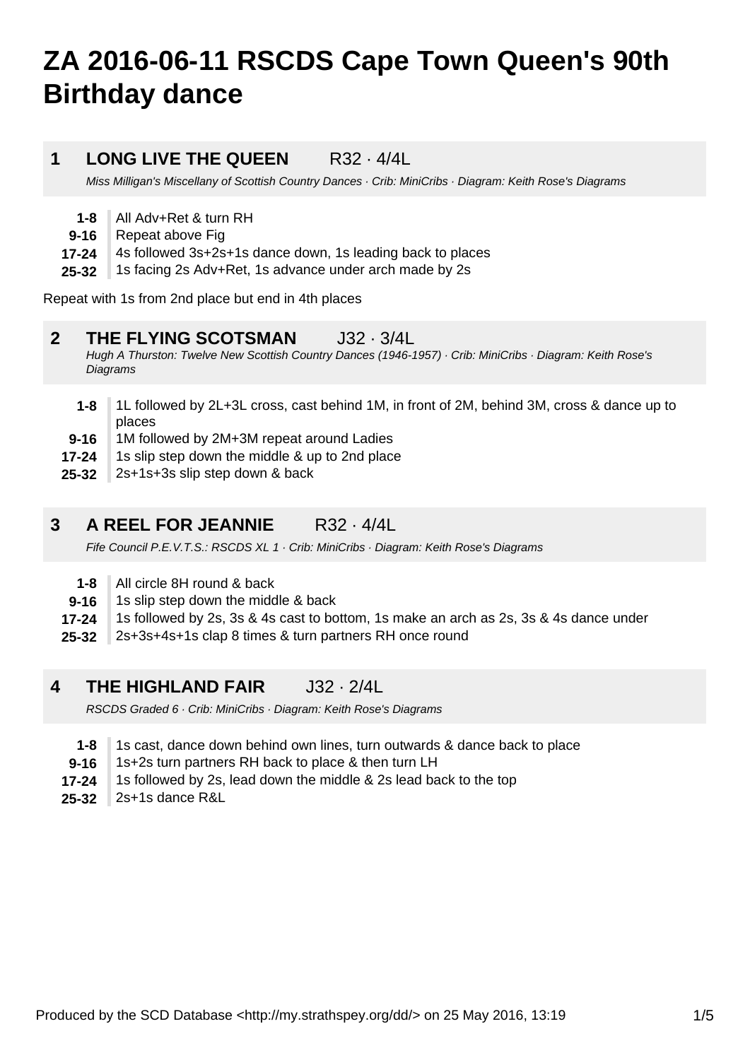# ZA 2016-06-11 RSCDS Cape Town Queen's 90th Birthday dance

## 1 LONG LIVE THE QUEEN R32 · 4/4L

*Miss Milligan's Miscellany of Scottish Country Dances · Crib: MiniCribs · Diagram: Keith Rose's Diagrams*

| | |
|---|---|
| **1-8** | All Adv+Ret & turn RH |
| **9-16** | Repeat above Fig |
| **17-24** | 4s followed 3s+2s+1s dance down, 1s leading back to places |
| **25-32** | 1s facing 2s Adv+Ret, 1s advance under arch made by 2s |

Repeat with 1s from 2nd place but end in 4th places

## 2 THE FLYING SCOTSMAN J32 · 3/4L

*Hugh A Thurston: Twelve New Scottish Country Dances (1946-1957) · Crib: MiniCribs · Diagram: Keith Rose's Diagrams*

| | |
|---|---|
| **1-8** | 1L followed by 2L+3L cross, cast behind 1M, in front of 2M, behind 3M, cross & dance up to places |
| **9-16** | 1M followed by 2M+3M repeat around Ladies |
| **17-24** | 1s slip step down the middle & up to 2nd place |
| **25-32** | 2s+1s+3s slip step down & back |

## 3 A REEL FOR JEANNIE R32 · 4/4L

*Fife Council P.E.V.T.S.: RSCDS XL 1 · Crib: MiniCribs · Diagram: Keith Rose's Diagrams*

| | |
|---|---|
| **1-8** | All circle 8H round & back |
| **9-16** | 1s slip step down the middle & back |
| **17-24** | 1s followed by 2s, 3s & 4s cast to bottom, 1s make an arch as 2s, 3s & 4s dance under |
| **25-32** | 2s+3s+4s+1s clap 8 times & turn partners RH once round |

## 4 THE HIGHLAND FAIR J32 · 2/4L

*RSCDS Graded 6 · Crib: MiniCribs · Diagram: Keith Rose's Diagrams*

| | |
|---|---|
| **1-8** | 1s cast, dance down behind own lines, turn outwards & dance back to place |
| **9-16** | 1s+2s turn partners RH back to place & then turn LH |
| **17-24** | 1s followed by 2s, lead down the middle & 2s lead back to the top |
| **25-32** | 2s+1s dance R&L |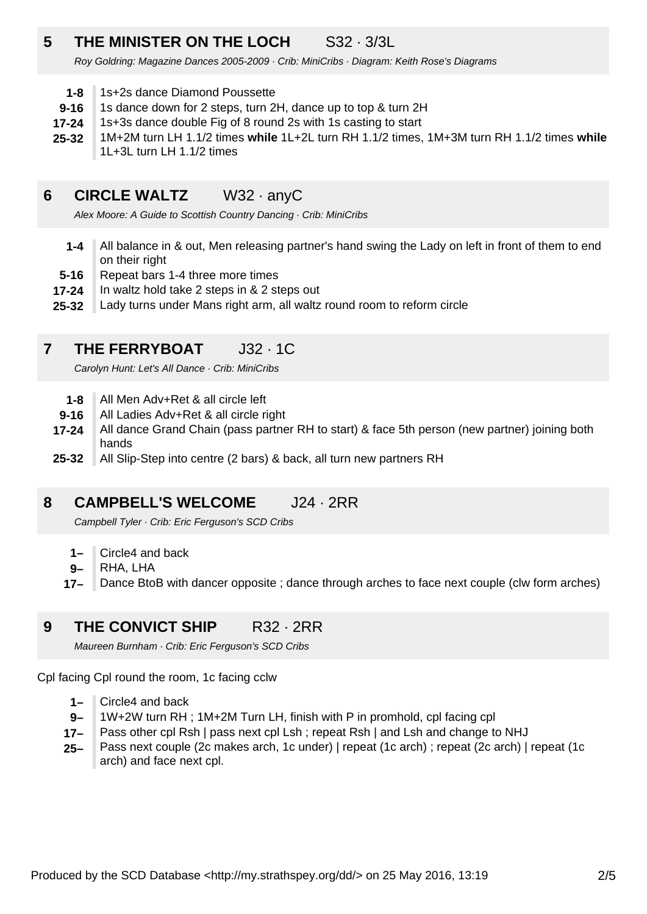## 5 THE MINISTER ON THE LOCH S32 · 3/3L

*Roy Goldring: Magazine Dances 2005-2009 · Crib: MiniCribs · Diagram: Keith Rose's Diagrams*

| | |
|---|---|
| **1-8** | 1s+2s dance Diamond Poussette |
| **9-16** | 1s dance down for 2 steps, turn 2H, dance up to top & turn 2H |
| **17-24** | 1s+3s dance double Fig of 8 round 2s with 1s casting to start |
| **25-32** | 1M+2M turn LH 1.1/2 times **while** 1L+2L turn RH 1.1/2 times, 1M+3M turn RH 1.1/2 times **while** 1L+3L turn LH 1.1/2 times |

## 6 CIRCLE WALTZ W32 · anyC

*Alex Moore: A Guide to Scottish Country Dancing · Crib: MiniCribs*

| | |
|---|---|
| **1-4** | All balance in & out, Men releasing partner's hand swing the Lady on left in front of them to end on their right |
| **5-16** | Repeat bars 1-4 three more times |
| **17-24** | In waltz hold take 2 steps in & 2 steps out |
| **25-32** | Lady turns under Mans right arm, all waltz round room to reform circle |

## 7 THE FERRYBOAT J32 · 1C

*Carolyn Hunt: Let's All Dance · Crib: MiniCribs*

| | |
|---|---|
| **1-8** | All Men Adv+Ret & all circle left |
| **9-16** | All Ladies Adv+Ret & all circle right |
| **17-24** | All dance Grand Chain (pass partner RH to start) & face 5th person (new partner) joining both hands |
| **25-32** | All Slip-Step into centre (2 bars) & back, all turn new partners RH |

## 8 CAMPBELL'S WELCOME J24 · 2RR

*Campbell Tyler · Crib: Eric Ferguson's SCD Cribs*

| | |
|---|---|
| **1–** | Circle4 and back |
| **9–** | RHA, LHA |
| **17–** | Dance BtoB with dancer opposite ; dance through arches to face next couple (clw form arches) |

## 9 THE CONVICT SHIP R32 · 2RR

*Maureen Burnham · Crib: Eric Ferguson's SCD Cribs*

Cpl facing Cpl round the room, 1c facing cclw

| | |
|---|---|
| **1–** | Circle4 and back |
| **9–** | 1W+2W turn RH ; 1M+2M Turn LH, finish with P in promhold, cpl facing cpl |
| **17–** | Pass other cpl Rsh \| pass next cpl Lsh ; repeat Rsh \| and Lsh and change to NHJ |
| **25–** | Pass next couple (2c makes arch, 1c under) \| repeat (1c arch) ; repeat (2c arch) \| repeat (1c arch) and face next cpl. |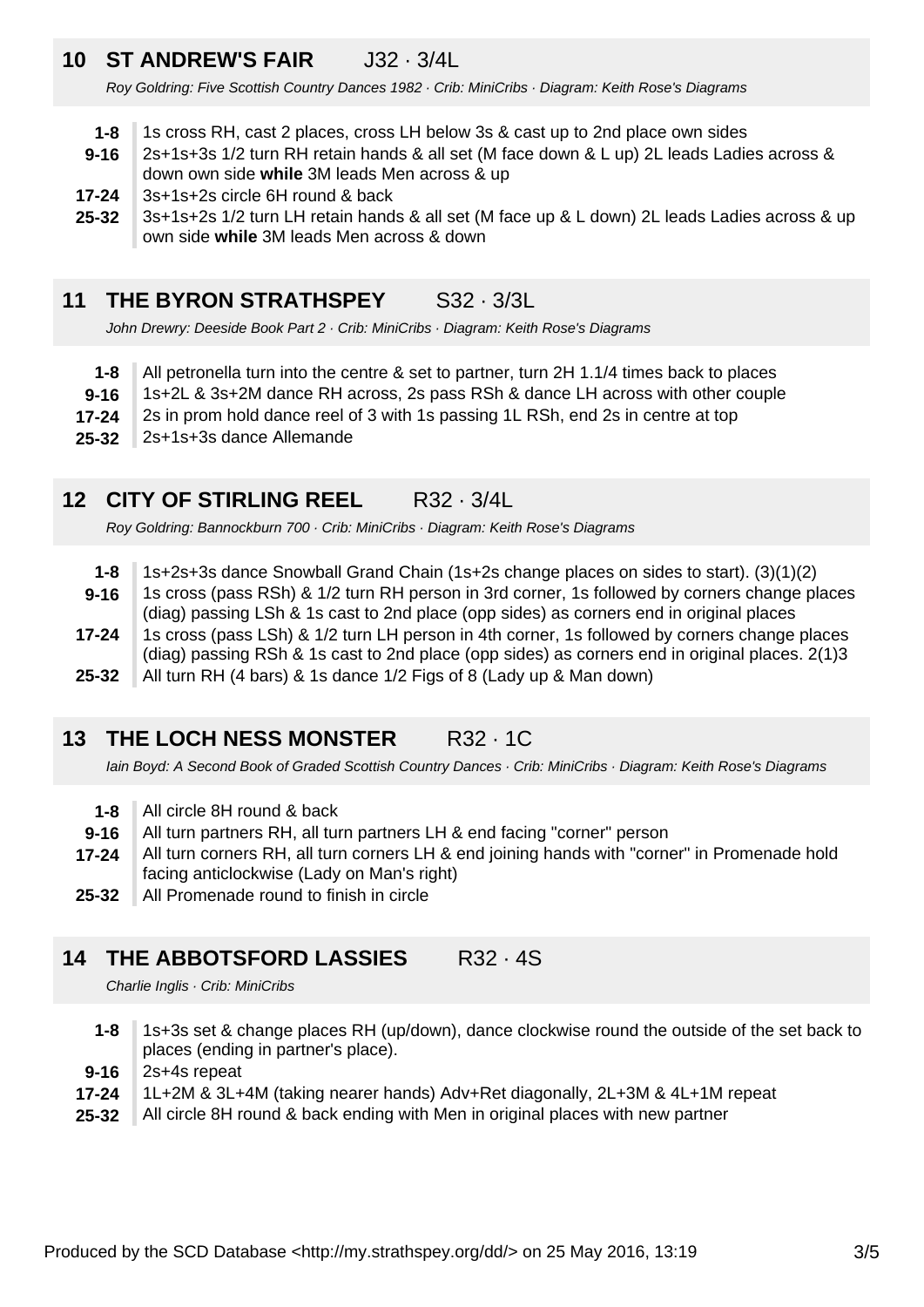## 10 ST ANDREW'S FAIR J32 · 3/4L

*Roy Goldring: Five Scottish Country Dances 1982 · Crib: MiniCribs · Diagram: Keith Rose's Diagrams*

- **1-8** 1s cross RH, cast 2 places, cross LH below 3s & cast up to 2nd place own sides
- **9-16** 2s+1s+3s 1/2 turn RH retain hands & all set (M face down & L up) 2L leads Ladies across & down own side **while** 3M leads Men across & up
- **17-24** 3s+1s+2s circle 6H round & back
- **25-32** 3s+1s+2s 1/2 turn LH retain hands & all set (M face up & L down) 2L leads Ladies across & up own side **while** 3M leads Men across & down

## 11 THE BYRON STRATHSPEY S32 · 3/3L

*John Drewry: Deeside Book Part 2 · Crib: MiniCribs · Diagram: Keith Rose's Diagrams*

- **1-8** All petronella turn into the centre & set to partner, turn 2H 1.1/4 times back to places
- **9-16** 1s+2L & 3s+2M dance RH across, 2s pass RSh & dance LH across with other couple
- **17-24** 2s in prom hold dance reel of 3 with 1s passing 1L RSh, end 2s in centre at top
- **25-32** 2s+1s+3s dance Allemande

## 12 CITY OF STIRLING REEL R32 · 3/4L

*Roy Goldring: Bannockburn 700 · Crib: MiniCribs · Diagram: Keith Rose's Diagrams*

- **1-8** 1s+2s+3s dance Snowball Grand Chain (1s+2s change places on sides to start). (3)(1)(2)
- **9-16** 1s cross (pass RSh) & 1/2 turn RH person in 3rd corner, 1s followed by corners change places (diag) passing LSh & 1s cast to 2nd place (opp sides) as corners end in original places
- **17-24** 1s cross (pass LSh) & 1/2 turn LH person in 4th corner, 1s followed by corners change places (diag) passing RSh & 1s cast to 2nd place (opp sides) as corners end in original places. 2(1)3
- **25-32** All turn RH (4 bars) & 1s dance 1/2 Figs of 8 (Lady up & Man down)

## 13 THE LOCH NESS MONSTER R32 · 1C

*Iain Boyd: A Second Book of Graded Scottish Country Dances · Crib: MiniCribs · Diagram: Keith Rose's Diagrams*

- **1-8** All circle 8H round & back
- **9-16** All turn partners RH, all turn partners LH & end facing "corner" person
- **17-24** All turn corners RH, all turn corners LH & end joining hands with "corner" in Promenade hold facing anticlockwise (Lady on Man's right)
- **25-32** All Promenade round to finish in circle

## 14 THE ABBOTSFORD LASSIES R32 · 4S

*Charlie Inglis · Crib: MiniCribs*

- **1-8** 1s+3s set & change places RH (up/down), dance clockwise round the outside of the set back to places (ending in partner's place).
- **9-16** 2s+4s repeat
- **17-24** 1L+2M & 3L+4M (taking nearer hands) Adv+Ret diagonally, 2L+3M & 4L+1M repeat
- **25-32** All circle 8H round & back ending with Men in original places with new partner

Produced by the SCD Database <http://my.strathspey.org/dd/> on 25 May 2016, 13:19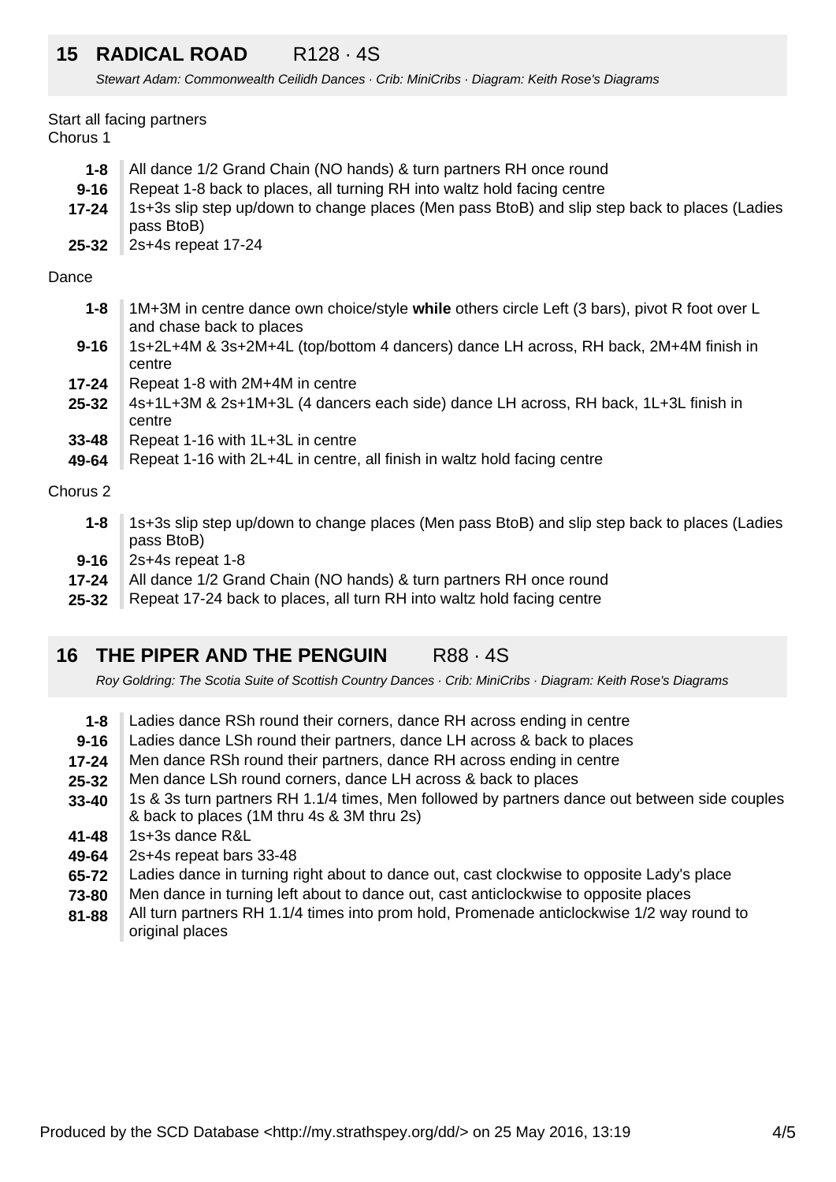## 15 RADICAL ROAD R128 · 4S

*Stewart Adam: Commonwealth Ceilidh Dances · Crib: MiniCribs · Diagram: Keith Rose's Diagrams*

Start all facing partners
Chorus 1

| | |
|---|---|
| **1-8** | All dance 1/2 Grand Chain (NO hands) & turn partners RH once round |
| **9-16** | Repeat 1-8 back to places, all turning RH into waltz hold facing centre |
| **17-24** | 1s+3s slip step up/down to change places (Men pass BtoB) and slip step back to places (Ladies pass BtoB) |
| **25-32** | 2s+4s repeat 17-24 |

Dance

| | |
|---|---|
| **1-8** | 1M+3M in centre dance own choice/style **while** others circle Left (3 bars), pivot R foot over L and chase back to places |
| **9-16** | 1s+2L+4M & 3s+2M+4L (top/bottom 4 dancers) dance LH across, RH back, 2M+4M finish in centre |
| **17-24** | Repeat 1-8 with 2M+4M in centre |
| **25-32** | 4s+1L+3M & 2s+1M+3L (4 dancers each side) dance LH across, RH back, 1L+3L finish in centre |
| **33-48** | Repeat 1-16 with 1L+3L in centre |
| **49-64** | Repeat 1-16 with 2L+4L in centre, all finish in waltz hold facing centre |

Chorus 2

| | |
|---|---|
| **1-8** | 1s+3s slip step up/down to change places (Men pass BtoB) and slip step back to places (Ladies pass BtoB) |
| **9-16** | 2s+4s repeat 1-8 |
| **17-24** | All dance 1/2 Grand Chain (NO hands) & turn partners RH once round |
| **25-32** | Repeat 17-24 back to places, all turn RH into waltz hold facing centre |

## 16 THE PIPER AND THE PENGUIN R88 · 4S

*Roy Goldring: The Scotia Suite of Scottish Country Dances · Crib: MiniCribs · Diagram: Keith Rose's Diagrams*

| | |
|---|---|
| **1-8** | Ladies dance RSh round their corners, dance RH across ending in centre |
| **9-16** | Ladies dance LSh round their partners, dance LH across & back to places |
| **17-24** | Men dance RSh round their partners, dance RH across ending in centre |
| **25-32** | Men dance LSh round corners, dance LH across & back to places |
| **33-40** | 1s & 3s turn partners RH 1.1/4 times, Men followed by partners dance out between side couples & back to places (1M thru 4s & 3M thru 2s) |
| **41-48** | 1s+3s dance R&L |
| **49-64** | 2s+4s repeat bars 33-48 |
| **65-72** | Ladies dance in turning right about to dance out, cast clockwise to opposite Lady's place |
| **73-80** | Men dance in turning left about to dance out, cast anticlockwise to opposite places |
| **81-88** | All turn partners RH 1.1/4 times into prom hold, Promenade anticlockwise 1/2 way round to original places |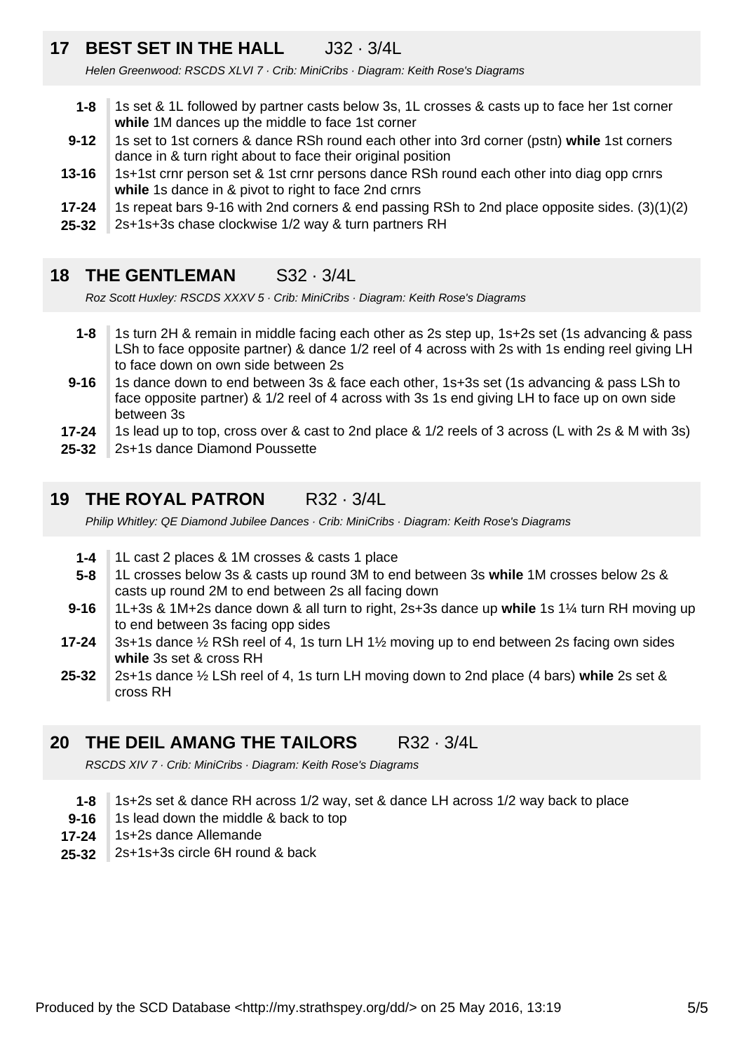## 17 BEST SET IN THE HALL J32 · 3/4L

*Helen Greenwood: RSCDS XLVI 7 · Crib: MiniCribs · Diagram: Keith Rose's Diagrams*

- **1-8** 1s set & 1L followed by partner casts below 3s, 1L crosses & casts up to face her 1st corner **while** 1M dances up the middle to face 1st corner
- **9-12** 1s set to 1st corners & dance RSh round each other into 3rd corner (pstn) **while** 1st corners dance in & turn right about to face their original position
- **13-16** 1s+1st crnr person set & 1st crnr persons dance RSh round each other into diag opp crnrs **while** 1s dance in & pivot to right to face 2nd crnrs
- **17-24** 1s repeat bars 9-16 with 2nd corners & end passing RSh to 2nd place opposite sides. (3)(1)(2)
- **25-32** 2s+1s+3s chase clockwise 1/2 way & turn partners RH

## 18 THE GENTLEMAN S32 · 3/4L

*Roz Scott Huxley: RSCDS XXXV 5 · Crib: MiniCribs · Diagram: Keith Rose's Diagrams*

- **1-8** 1s turn 2H & remain in middle facing each other as 2s step up, 1s+2s set (1s advancing & pass LSh to face opposite partner) & dance 1/2 reel of 4 across with 2s with 1s ending reel giving LH to face down on own side between 2s
- **9-16** 1s dance down to end between 3s & face each other, 1s+3s set (1s advancing & pass LSh to face opposite partner) & 1/2 reel of 4 across with 3s 1s end giving LH to face up on own side between 3s
- **17-24** 1s lead up to top, cross over & cast to 2nd place & 1/2 reels of 3 across (L with 2s & M with 3s)
- **25-32** 2s+1s dance Diamond Poussette

## 19 THE ROYAL PATRON R32 · 3/4L

*Philip Whitley: QE Diamond Jubilee Dances · Crib: MiniCribs · Diagram: Keith Rose's Diagrams*

- **1-4** 1L cast 2 places & 1M crosses & casts 1 place
- **5-8** 1L crosses below 3s & casts up round 3M to end between 3s **while** 1M crosses below 2s & casts up round 2M to end between 2s all facing down
- **9-16** 1L+3s & 1M+2s dance down & all turn to right, 2s+3s dance up **while** 1s 1¼ turn RH moving up to end between 3s facing opp sides
- **17-24** 3s+1s dance ½ RSh reel of 4, 1s turn LH 1½ moving up to end between 2s facing own sides **while** 3s set & cross RH
- **25-32** 2s+1s dance ½ LSh reel of 4, 1s turn LH moving down to 2nd place (4 bars) **while** 2s set & cross RH

## 20 THE DEIL AMANG THE TAILORS R32 · 3/4L

*RSCDS XIV 7 · Crib: MiniCribs · Diagram: Keith Rose's Diagrams*

- **1-8** 1s+2s set & dance RH across 1/2 way, set & dance LH across 1/2 way back to place
- **9-16** 1s lead down the middle & back to top
- **17-24** 1s+2s dance Allemande
- **25-32** 2s+1s+3s circle 6H round & back

Produced by the SCD Database <http://my.strathspey.org/dd/> on 25 May 2016, 13:19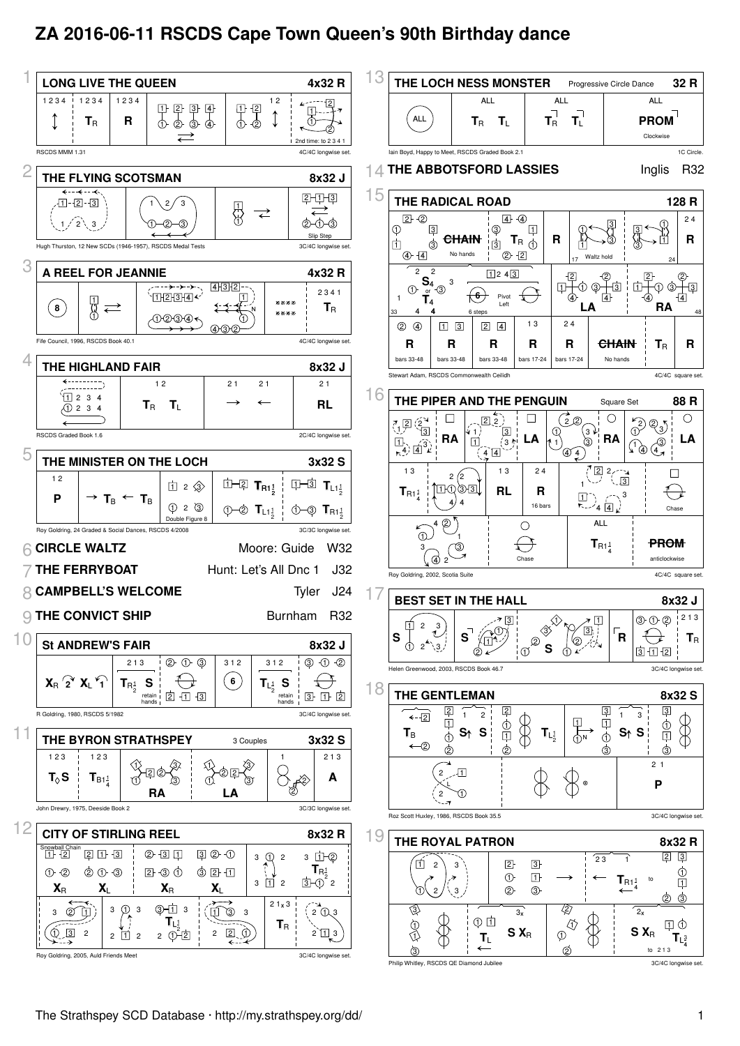# ZA 2016-06-11 RSCDS Cape Town Queen's 90th Birthday dance

## 1 LONG LIVE THE QUEEN — 4x32 R

| 1234 | 1234 | 1234 | | 12 | |
|---|---|---|---|---|---|
| ↕ | $T_R$ | R | 1 2 3 4 / 1 2 3 4 ⇄ | 1 2 / 1 2 ↕ | 2nd time: to 2 3 4 1 |

RSCDS MMM 1.31 — 4C/4C longwise set.

## 2 THE FLYING SCOTSMAN — 8x32 J

| | | | Slip Step |
|---|---|---|---|
| 1 2 3 | 1 2 3 / 1 2 3 | 1 / 1 ⇄ | 2 1 3 / 2 1 3 |

Hugh Thurston, 12 New SCDs (1946-1957), RSCDS Medal Tests — 3C/4C longwise set.

## 3 A REEL FOR JEANNIE — 4x32 R

| | | | | | 2341 |
|---|---|---|---|---|---|
| 8 | 1 / 1 ⇄ | 1 2 3 4 / 1 2 3 4 | 4 3 2 / 1 / 1 / 4 3 2 | | $T_R$ |

Fife Council, 1996, RSCDS Book 40.1 — 4C/4C longwise set.

## 4 THE HIGHLAND FAIR — 8x32 J

| | 12 | 21 21 | 21 |
|---|---|---|---|
| 1 2 3 4 / 1 2 3 4 | $T_R$ $T_L$ | → ← | RL |

RSCDS Graded Book 1.6 — 2C/4C longwise set.

## 5 THE MINISTER ON THE LOCH — 3x32 S

| 12 | | | | |
|---|---|---|---|---|
| P | → $T_B$ ← $T_B$ | 1 2 3 / 1 2 3 Double Figure 8 | 1 2 $T_{R1\frac{1}{2}}$ / 1 2 $T_{L1\frac{1}{2}}$ | 1 3 $T_{L1\frac{1}{2}}$ / 1 3 $T_{R1\frac{1}{2}}$ |

Roy Goldring, 24 Graded & Social Dances, RSCDS 4/2008 — 3C/3C longwise set.

## 6 CIRCLE WALTZ — Moore: Guide W32

## 7 THE FERRYBOAT — Hunt: Let's All Dnc 1 J32

## 8 CAMPBELL'S WELCOME — Tyler J24

## 9 THE CONVICT SHIP — Burnham R32

## 10 St ANDREW'S FAIR — 8x32 J

| | 213 | 2 1 3 | 312 | 312 | 3 1 2 |
|---|---|---|---|---|---|
| $X_R$ 2 $X_L$ 1 | $T_{R\frac{1}{2}}$ S retain hands | 2 1 3 | 6 | $T_{L\frac{1}{2}}$ S retain hands | 3 1 2 |

R Goldring, 1980, RSCDS 5/1982 — 3C/4C longwise set.

## 11 THE BYRON STRATHSPEY — 3 Couples — 3x32 S

| 123 | 123 | | | 1 | 213 |
|---|---|---|---|---|---|
| $T_◊$S | $T_{B1\frac{1}{4}}$ | RA | LA | 2 | A |

John Drewry, 1975, Deeside Book 2 — 3C/3C longwise set.

## 12 CITY OF STIRLING REEL — 8x32 R

Snowball Chain

| | | | | | |
|---|---|---|---|---|---|
| 1 2 / 1 2 $X_R$ | 2 1 3 / 2 1 3 $X_L$ | 2 3 1 / 2 3 1 $X_R$ | 3 2 1 / 3 2 1 $X_L$ | 3 1 2 / 3 1 2 | 3 1 2 $T_{R\frac{1}{2}}$ / 3 1 2 |
| 3 2 1 / 1 3 2 | 3 1 3 / 2 1 2 | 3 1 3 $T_{L\frac{1}{2}}$ / 2 1 2 | 1 3 3 / 2 2 1 | $2 1_X 3$ $T_R$ | 2 1 3 / 2 1 3 |

Roy Goldring, 2005, Auld Friends Meet — 3C/4C longwise set.

## 13 THE LOCH NESS MONSTER — Progressive Circle Dance — 32 R

| | ALL | ALL | ALL |
|---|---|---|---|
| ALL | $T_R$ $T_L$ | $T_R$ $T_L$ | PROM Clockwise |

Iain Boyd, Happy to Meet, RSCDS Graded Book 2.1 — 1C Circle.

## 14 THE ABBOTSFORD LASSIES — Inglis R32

## 15 THE RADICAL ROAD — 128 R

| | | | | 17 Waltz hold | 24 |
|---|---|---|---|---|---|
| 2 2 / 1 3 / 1 3 / 4 4 | CHAIN No hands | 4 4 / 3 1 / 3 1 $T_R$ / 2 2 | R | 1 3 / 1 3 | 3 1 / 3 1 R |

| 33 | | | 48 |
|---|---|---|---|
| $S_4$ or $T_4$ (2 2 / 1 3 / 4 4) | 1 2 4 3 — 6 steps, Pivot Left | LA | RA |

| 2 4 | 1 3 | 2 4 | 13 | 24 | | | |
|---|---|---|---|---|---|---|---|
| R | R | R | R | R | CHAIN | $T_R$ | R |
| bars 33-48 | bars 33-48 | bars 33-48 | bars 17-24 | bars 17-24 | No hands | | |

Stewart Adam, RSCDS Commonwealth Ceilidh — 4C/4C square set.

## 16 THE PIPER AND THE PENGUIN — Square Set — 88 R

| | | | | | | | |
|---|---|---|---|---|---|---|---|
| 2 2 / 1 3 / 4 4 | RA | 2 2 / 1 3 / 4 4 | LA | 2 2 / 1 3 / 4 4 | RA | 2 2 / 1 3 / 4 4 | LA |

| 13 | | 13 | 24 | | |
|---|---|---|---|---|---|
| $T_{R1\frac{1}{4}}$ | 2 2 / 1 1 3 3 / 4 4 | RL | R 16 bars | 2 2 / 1 3 / 4 4 | Chase |

| | | ALL | |
|---|---|---|---|
| 4 2 1 / 3 3 / 4 2 | Chase | $T_{R1\frac{1}{4}}$ | PROM anticlockwise |

Roy Goldring, 2002, Scotia Suite — 4C/4C square set.

## 17 BEST SET IN THE HALL — 8x32 J

| | | | | | 213 |
|---|---|---|---|---|---|
| S (1 2 3 / 1 2 3) | S | S | R | 3 1 2 / 3 1 2 | $T_R$ |

Helen Greenwood, 2003, RSCDS Book 46.7 — 3C/4C longwise set.

## 18 THE GENTLEMAN — 8x32 S

| | | | | | |
|---|---|---|---|---|---|
| $T_B$ (2 / 2) | 1 2 / 1 / 1 $S_↑$ S / 2 | 2 / 1 / 1 / 2 | $T_{L\frac{1}{2}}$ 1 N | 3 / 1 / 1 / 3 $S_↑$ S | 3 / 1 / 1 / 3 |

| | | 21 |
|---|---|---|
| 2 1 / L / 2 1 | | P |

Roz Scott Huxley, 1986, RSCDS Book 35.5 — 3C/4C longwise set.

## 19 THE ROYAL PATRON — 8x32 R

| | | | | |
|---|---|---|---|---|
| 1 2 3 / 1 2 3 | 2 3 / 1 1 / 2 3 | → | 23 1 ← $T_{R1\frac{1}{4}}$ to | 2 3 / 1 / 1 / 2 3 |

| | | | | |
|---|---|---|---|---|
| 3 / 1 / 1 / 3 | 1 1 $T_L$ | $3_X$ S $X_R$ | 2 / 1 / 1 / 2 | $2_X$ S $X_R$ 1 1 $T_{L\frac{3}{4}}$ to 213 |

Philip Whitley, RSCDS QE Diamond Jubilee — 3C/4C longwise set.

The Strathspey SCD Database · http://my.strathspey.org/dd/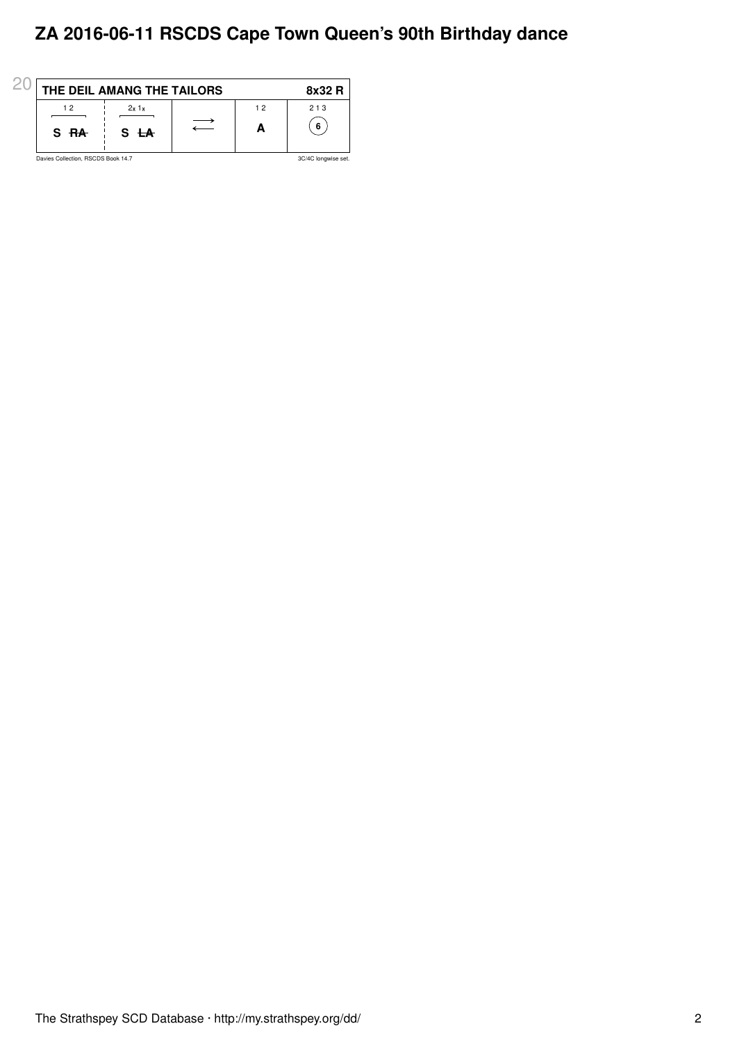# ZA 2016-06-11 RSCDS Cape Town Queen's 90th Birthday dance

20

| THE DEIL AMANG THE TAILORS | | | | 8x32 R |
|---|---|---|---|---|
| 1 2 | 2x 1x | | 1 2 | 2 1 3 |
| S ~~RA~~ | S ~~LA~~ | ⟶ ⟵ | A | 6 |

Davies Collection, RSCDS Book 14.7 — 3C/4C longwise set.